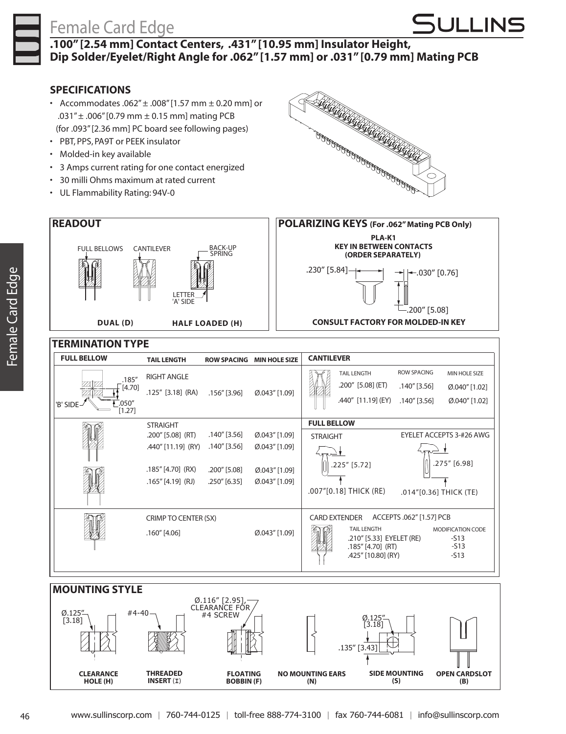# Female Card Edge

## .100" [2.54 mm] Contact Centers, .431" [10.95 mm] Insulator Height, Dip Solder/Eyelet/Right Angle for .062" [1.57 mm] or .031" [0.79 mm] Mating PCB

### SPECIFICATIONS

- Accommodates .062" ± .008" [1.57 mm ± 0.20 mm] or .031" ± .006" [0.79 mm ± 0.15 mm] mating PCB (for .093" [2.36 mm] PC board see following pages)
- PBT, PPS, PA9T or PEEK insulator
- Molded-in key available
- 3 Amps current rating for one contact energized
- 30 milli Ohms maximum at rated current
- UL Flammability Rating: 94V-0

### READOUT

FULL BELLOWS | CANTILEVER | BACK-UP SPRING | LETTER 'A' SIDE

**DUAL (D)** | **HALF LOADED (H)**

### POLARIZING KEYS (For .062" Mating PCB Only)

**PLA-K1**
**KEY IN BETWEEN CONTACTS (ORDER SEPARATELY)**

.230" [5.84] | .030" [0.76] | .200" [5.08]

**CONSULT FACTORY FOR MOLDED-IN KEY**

### TERMINATION TYPE

**FULL BELLOW**

| | TAIL LENGTH | ROW SPACING | MIN HOLE SIZE |
|---|---|---|---|
| RIGHT ANGLE (.185" [4.70], .050" [1.27], 'B' SIDE) | .125" [3.18] (RA) | .156" [3.96] | Ø.043" [1.09] |
| STRAIGHT | .200" [5.08] (RT) | .140" [3.56] | Ø.043" [1.09] |
| | .440" [11.19] (RY) | .140" [3.56] | Ø.043" [1.09] |
| | .185" [4.70] (RX) | .200" [5.08] | Ø.043" [1.09] |
| | .165" [4.19] (RJ) | .250" [6.35] | Ø.043" [1.09] |
| CRIMP TO CENTER (SX) | .160" [4.06] | | Ø.043" [1.09] |

**CANTILEVER**

| TAIL LENGTH | ROW SPACING | MIN HOLE SIZE |
|---|---|---|
| .200" [5.08] (ET) | .140" [3.56] | Ø.040" [1.02] |
| .440" [11.19] (EY) | .140" [3.56] | Ø.040" [1.02] |

**FULL BELLOW**

| STRAIGHT | EYELET ACCEPTS 3-#26 AWG |
|---|---|
| .225" [5.72] | .275" [6.98] |
| .007"[0.18] THICK (RE) | .014"[0.36] THICK (TE) |

CARD EXTENDER — ACCEPTS .062" [1.57] PCB

| TAIL LENGTH | MODIFICATION CODE |
|---|---|
| .210" [5.33] EYELET (RE) | -S13 |
| .185" [4.70] (RT) | -S13 |
| .425" [10.80] (RY) | -S13 |

### MOUNTING STYLE

| CLEARANCE HOLE (H) | THREADED INSERT (I) | FLOATING BOBBIN (F) | NO MOUNTING EARS (N) | SIDE MOUNTING (S) | OPEN CARDSLOT (B) |
|---|---|---|---|---|---|
| Ø.125" [3.18] | #4-40 | Ø.116" [2.95], CLEARANCE FOR #4 SCREW | | Ø.125" [3.18], .135" [3.43] | |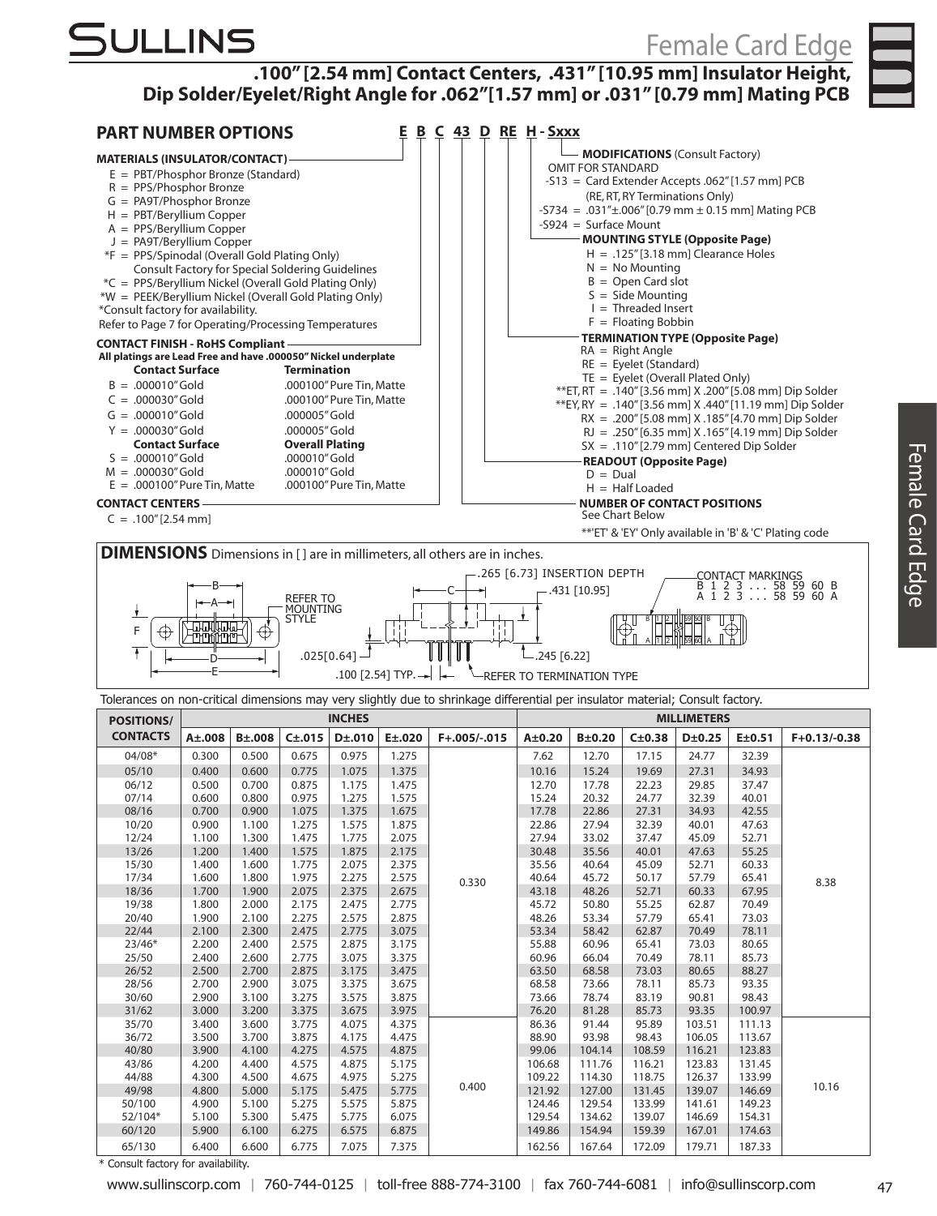# Female Card Edge

## .100" [2.54 mm] Contact Centers, .431" [10.95 mm] Insulator Height, Dip Solder/Eyelet/Right Angle for .062"[1.57 mm] or .031" [0.79 mm] Mating PCB

## PART NUMBER OPTIONS

**E B C 43 D RE H - Sxxx**

**MATERIALS (INSULATOR/CONTACT)**

- E = PBT/Phosphor Bronze (Standard)
- R = PPS/Phosphor Bronze
- G = PA9T/Phosphor Bronze
- H = PBT/Beryllium Copper
- A = PPS/Beryllium Copper
- J = PA9T/Beryllium Copper
- *F = PPS/Spinodal (Overall Gold Plating Only) Consult Factory for Special Soldering Guidelines
- *C = PPS/Beryllium Nickel (Overall Gold Plating Only)
- *W = PEEK/Beryllium Nickel (Overall Gold Plating Only)

*Consult factory for availability.
Refer to Page 7 for Operating/Processing Temperatures

**CONTACT FINISH - RoHS Compliant**
**All platings are Lead Free and have .000050" Nickel underplate**

| | Contact Surface | Termination |
|---|---|---|
| B = | .000010" Gold | .000100" Pure Tin, Matte |
| C = | .000030" Gold | .000100" Pure Tin, Matte |
| G = | .000010" Gold | .000005" Gold |
| Y = | .000030" Gold | .000005" Gold |
| | **Contact Surface** | **Overall Plating** |
| S = | .000010" Gold | .000010" Gold |
| M = | .000030" Gold | .000010" Gold |
| E = | .000100" Pure Tin, Matte | .000100" Pure Tin, Matte |

**CONTACT CENTERS**

- C = .100" [2.54 mm]

**MODIFICATIONS** (Consult Factory)
OMIT FOR STANDARD
- -S13 = Card Extender Accepts .062" [1.57 mm] PCB (RE, RT, RY Terminations Only)
- -S734 = .031"±.006" [0.79 mm ± 0.15 mm] Mating PCB
- -S924 = Surface Mount

**MOUNTING STYLE (Opposite Page)**
- H = .125" [3.18 mm] Clearance Holes
- N = No Mounting
- B = Open Card slot
- S = Side Mounting
- I = Threaded Insert
- F = Floating Bobbin

**TERMINATION TYPE (Opposite Page)**
- RA = Right Angle
- RE = Eyelet (Standard)
- TE = Eyelet (Overall Plated Only)
- **ET, RT = .140" [3.56 mm] X .200" [5.08 mm] Dip Solder
- **EY, RY = .140" [3.56 mm] X .440" [11.19 mm] Dip Solder
- RX = .200" [5.08 mm] X .185" [4.70 mm] Dip Solder
- RJ = .250" [6.35 mm] X .165" [4.19 mm] Dip Solder
- SX = .110" [2.79 mm] Centered Dip Solder

**READOUT (Opposite Page)**
- D = Dual
- H = Half Loaded

**NUMBER OF CONTACT POSITIONS**
See Chart Below

**'ET' & 'EY' Only available in 'B' & 'C' Plating code

## DIMENSIONS

Dimensions in [ ] are in millimeters, all others are in inches.

A
B
C
D
E
F
REFER TO MOUNTING STYLE
.265 [6.73] INSERTION DEPTH
.431 [10.95]
.025[0.64]
.245 [6.22]
.100 [2.54] TYP.
REFER TO TERMINATION TYPE
CONTACT MARKINGS
B 1 2 3 ... 58 59 60 B
A 1 2 3 ... 58 59 60 A

Tolerances on non-critical dimensions may very slightly due to shrinkage differential per insulator material; Consult factory.

| POSITIONS/ CONTACTS | INCHES | | | | | | MILLIMETERS | | | | | |
|---|---|---|---|---|---|---|---|---|---|---|---|---|
| | A±.008 | B±.008 | C±.015 | D±.010 | E±.020 | F+.005/-.015 | A±0.20 | B±0.20 | C±0.38 | D±0.25 | E±0.51 | F+0.13/-0.38 |
| 04/08* | 0.300 | 0.500 | 0.675 | 0.975 | 1.275 | 0.330 | 7.62 | 12.70 | 17.15 | 24.77 | 32.39 | 8.38 |
| 05/10 | 0.400 | 0.600 | 0.775 | 1.075 | 1.375 | | 10.16 | 15.24 | 19.69 | 27.31 | 34.93 | |
| 06/12 | 0.500 | 0.700 | 0.875 | 1.175 | 1.475 | | 12.70 | 17.78 | 22.23 | 29.85 | 37.47 | |
| 07/14 | 0.600 | 0.800 | 0.975 | 1.275 | 1.575 | | 15.24 | 20.32 | 24.77 | 32.39 | 40.01 | |
| 08/16 | 0.700 | 0.900 | 1.075 | 1.375 | 1.675 | | 17.78 | 22.86 | 27.31 | 34.93 | 42.55 | |
| 10/20 | 0.900 | 1.100 | 1.275 | 1.575 | 1.875 | | 22.86 | 27.94 | 32.39 | 40.01 | 47.63 | |
| 12/24 | 1.100 | 1.300 | 1.475 | 1.775 | 2.075 | | 27.94 | 33.02 | 37.47 | 45.09 | 52.71 | |
| 13/26 | 1.200 | 1.400 | 1.575 | 1.875 | 2.175 | | 30.48 | 35.56 | 40.01 | 47.63 | 55.25 | |
| 15/30 | 1.400 | 1.600 | 1.775 | 2.075 | 2.375 | | 35.56 | 40.64 | 45.09 | 52.71 | 60.33 | |
| 17/34 | 1.600 | 1.800 | 1.975 | 2.275 | 2.575 | | 40.64 | 45.72 | 50.17 | 57.79 | 65.41 | |
| 18/36 | 1.700 | 1.900 | 2.075 | 2.375 | 2.675 | | 43.18 | 48.26 | 52.71 | 60.33 | 67.95 | |
| 19/38 | 1.800 | 2.000 | 2.175 | 2.475 | 2.775 | | 45.72 | 50.80 | 55.25 | 62.87 | 70.49 | |
| 20/40 | 1.900 | 2.100 | 2.275 | 2.575 | 2.875 | | 48.26 | 53.34 | 57.79 | 65.41 | 73.03 | |
| 22/44 | 2.100 | 2.300 | 2.475 | 2.775 | 3.075 | | 53.34 | 58.42 | 62.87 | 70.49 | 78.11 | |
| 23/46* | 2.200 | 2.400 | 2.575 | 2.875 | 3.175 | | 55.88 | 60.96 | 65.41 | 73.03 | 80.65 | |
| 25/50 | 2.400 | 2.600 | 2.775 | 3.075 | 3.375 | | 60.96 | 66.04 | 70.49 | 78.11 | 85.73 | |
| 26/52 | 2.500 | 2.700 | 2.875 | 3.175 | 3.475 | | 63.50 | 68.58 | 73.03 | 80.65 | 88.27 | |
| 28/56 | 2.700 | 2.900 | 3.075 | 3.375 | 3.675 | | 68.58 | 73.66 | 78.11 | 85.73 | 93.35 | |
| 30/60 | 2.900 | 3.100 | 3.275 | 3.575 | 3.875 | | 73.66 | 78.74 | 83.19 | 90.81 | 98.43 | |
| 31/62 | 3.000 | 3.200 | 3.375 | 3.675 | 3.975 | | 76.20 | 81.28 | 85.73 | 93.35 | 100.97 | |
| 35/70 | 3.400 | 3.600 | 3.775 | 4.075 | 4.375 | 0.400 | 86.36 | 91.44 | 95.89 | 103.51 | 111.13 | 10.16 |
| 36/72 | 3.500 | 3.700 | 3.875 | 4.175 | 4.475 | | 88.90 | 93.98 | 98.43 | 106.05 | 113.67 | |
| 40/80 | 3.900 | 4.100 | 4.275 | 4.575 | 4.875 | | 99.06 | 104.14 | 108.59 | 116.21 | 123.83 | |
| 43/86 | 4.200 | 4.400 | 4.575 | 4.875 | 5.175 | | 106.68 | 111.76 | 116.21 | 123.83 | 131.45 | |
| 44/88 | 4.300 | 4.500 | 4.675 | 4.975 | 5.275 | | 109.22 | 114.30 | 118.75 | 126.37 | 133.99 | |
| 49/98 | 4.800 | 5.000 | 5.175 | 5.475 | 5.775 | | 121.92 | 127.00 | 131.45 | 139.07 | 146.69 | |
| 50/100 | 4.900 | 5.100 | 5.275 | 5.575 | 5.875 | | 124.46 | 129.54 | 133.99 | 141.61 | 149.23 | |
| 52/104* | 5.100 | 5.300 | 5.475 | 5.775 | 6.075 | | 129.54 | 134.62 | 139.07 | 146.69 | 154.31 | |
| 60/120 | 5.900 | 6.100 | 6.275 | 6.575 | 6.875 | | 149.86 | 154.94 | 159.39 | 167.01 | 174.63 | |
| 65/130 | 6.400 | 6.600 | 6.775 | 7.075 | 7.375 | | 162.56 | 167.64 | 172.09 | 179.71 | 187.33 | |

\* Consult factory for availability.

www.sullinscorp.com | 760-744-0125 | toll-free 888-774-3100 | fax 760-744-6081 | info@sullinscorp.com